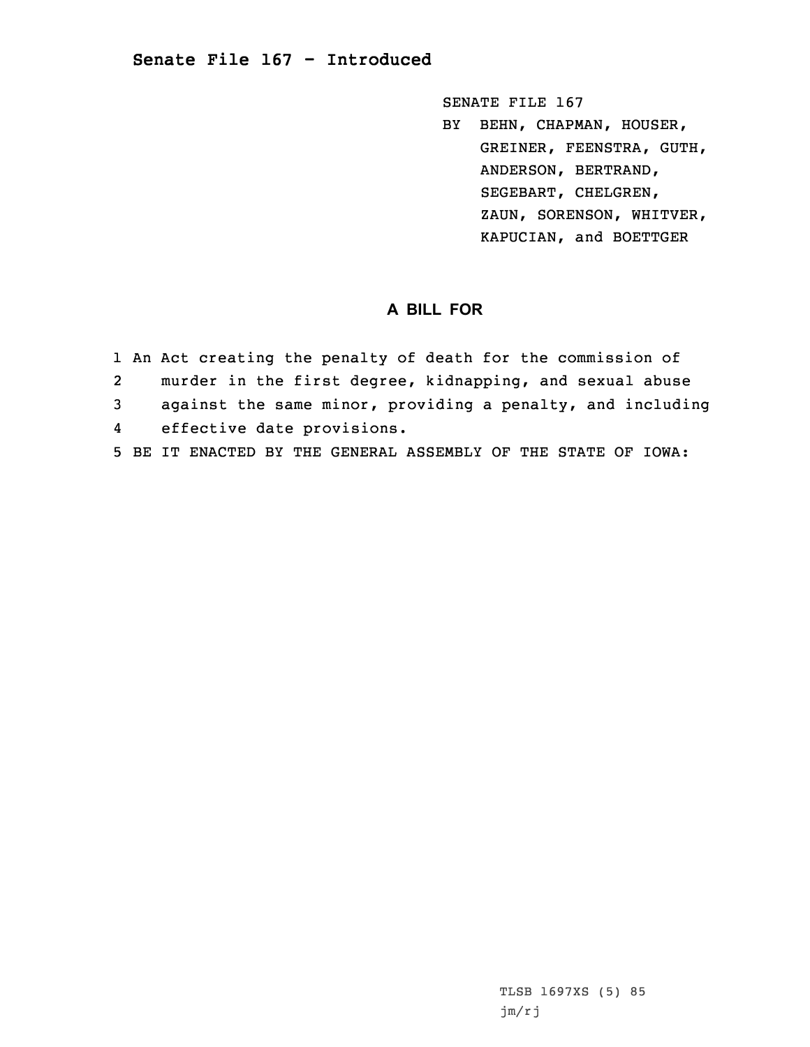# Senate File 167 - Introduced

SENATE FILE 167
BY BEHN, CHAPMAN, HOUSER, GREINER, FEENSTRA, GUTH, ANDERSON, BERTRAND, SEGEBART, CHELGREN, ZAUN, SORENSON, WHITVER, KAPUCIAN, and BOETTGER

## A BILL FOR

1 An Act creating the penalty of death for the commission of
2 murder in the first degree, kidnapping, and sexual abuse
3 against the same minor, providing a penalty, and including
4 effective date provisions.
5 BE IT ENACTED BY THE GENERAL ASSEMBLY OF THE STATE OF IOWA:

TLSB 1697XS (5) 85
jm/rj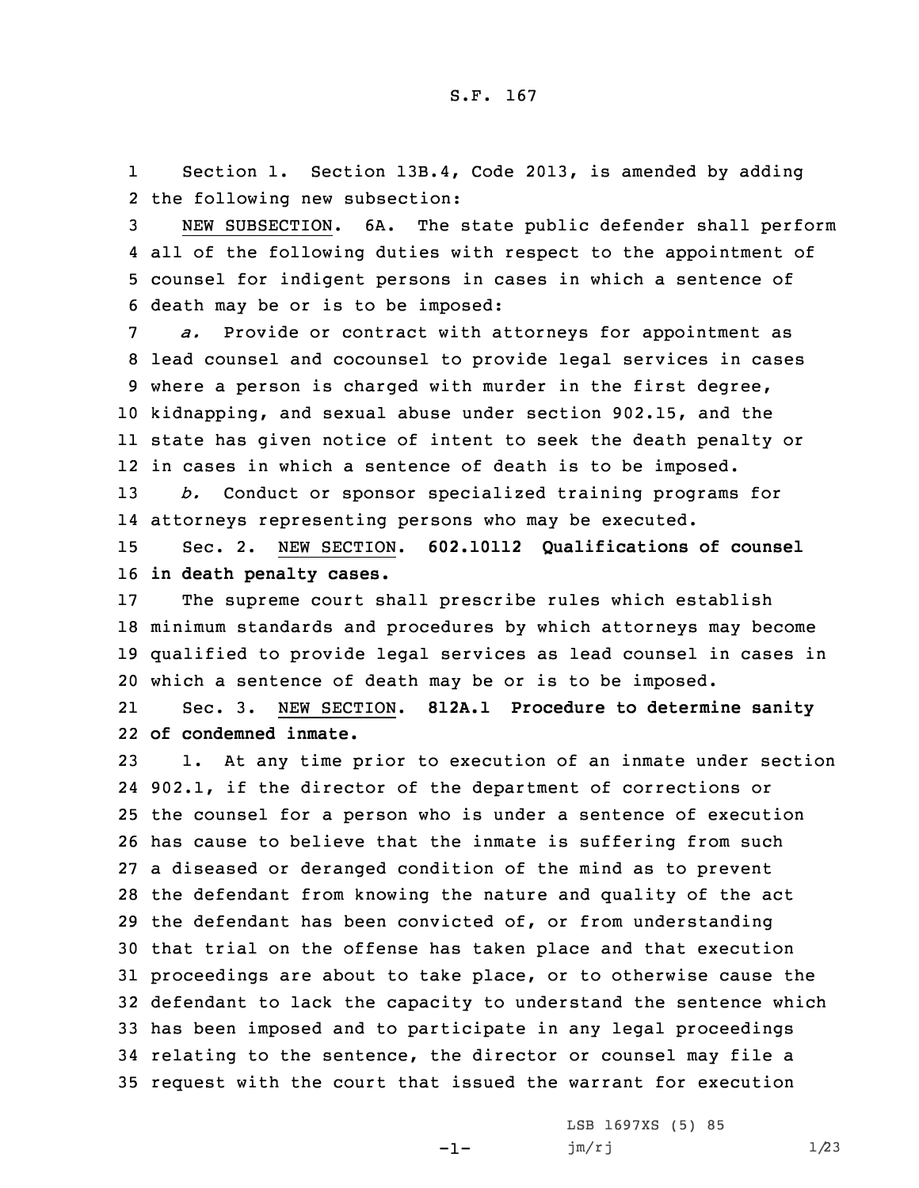Section 1. Section 13B.4, Code 2013, is amended by adding the following new subsection:

NEW SUBSECTION. 6A. The state public defender shall perform all of the following duties with respect to the appointment of counsel for indigent persons in cases in which a sentence of death may be or is to be imposed:

*a.* Provide or contract with attorneys for appointment as lead counsel and cocounsel to provide legal services in cases where a person is charged with murder in the first degree, kidnapping, and sexual abuse under section 902.15, and the state has given notice of intent to seek the death penalty or in cases in which a sentence of death is to be imposed.

*b.* Conduct or sponsor specialized training programs for attorneys representing persons who may be executed.

Sec. 2. NEW SECTION. **602.10112 Qualifications of counsel in death penalty cases.**

The supreme court shall prescribe rules which establish minimum standards and procedures by which attorneys may become qualified to provide legal services as lead counsel in cases in which a sentence of death may be or is to be imposed.

Sec. 3. NEW SECTION. **812A.1 Procedure to determine sanity of condemned inmate.**

1. At any time prior to execution of an inmate under section 902.1, if the director of the department of corrections or the counsel for a person who is under a sentence of execution has cause to believe that the inmate is suffering from such a diseased or deranged condition of the mind as to prevent the defendant from knowing the nature and quality of the act the defendant has been convicted of, or from understanding that trial on the offense has taken place and that execution proceedings are about to take place, or to otherwise cause the defendant to lack the capacity to understand the sentence which has been imposed and to participate in any legal proceedings relating to the sentence, the director or counsel may file a request with the court that issued the warrant for execution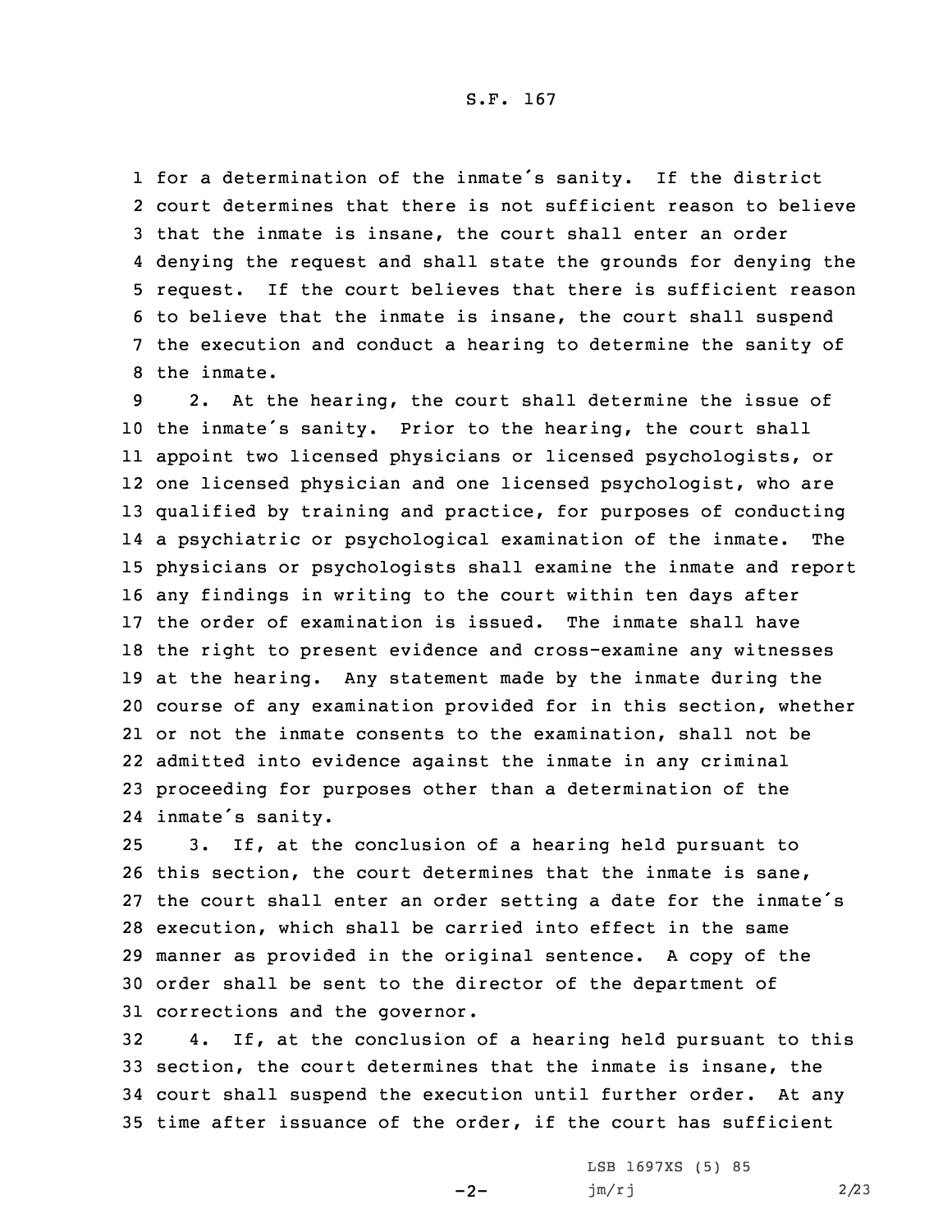for a determination of the inmate's sanity. If the district court determines that there is not sufficient reason to believe that the inmate is insane, the court shall enter an order denying the request and shall state the grounds for denying the request. If the court believes that there is sufficient reason to believe that the inmate is insane, the court shall suspend the execution and conduct a hearing to determine the sanity of the inmate.

2. At the hearing, the court shall determine the issue of the inmate's sanity. Prior to the hearing, the court shall appoint two licensed physicians or licensed psychologists, or one licensed physician and one licensed psychologist, who are qualified by training and practice, for purposes of conducting a psychiatric or psychological examination of the inmate. The physicians or psychologists shall examine the inmate and report any findings in writing to the court within ten days after the order of examination is issued. The inmate shall have the right to present evidence and cross-examine any witnesses at the hearing. Any statement made by the inmate during the course of any examination provided for in this section, whether or not the inmate consents to the examination, shall not be admitted into evidence against the inmate in any criminal proceeding for purposes other than a determination of the inmate's sanity.

3. If, at the conclusion of a hearing held pursuant to this section, the court determines that the inmate is sane, the court shall enter an order setting a date for the inmate's execution, which shall be carried into effect in the same manner as provided in the original sentence. A copy of the order shall be sent to the director of the department of corrections and the governor.

4. If, at the conclusion of a hearing held pursuant to this section, the court determines that the inmate is insane, the court shall suspend the execution until further order. At any time after issuance of the order, if the court has sufficient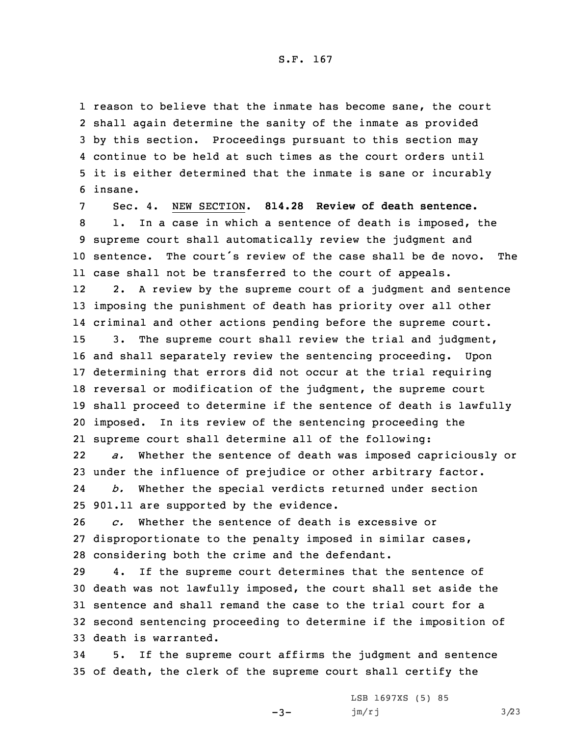reason to believe that the inmate has become sane, the court shall again determine the sanity of the inmate as provided by this section. Proceedings pursuant to this section may continue to be held at such times as the court orders until it is either determined that the inmate is sane or incurably insane.

Sec. 4. NEW SECTION. **814.28 Review of death sentence.**

1. In a case in which a sentence of death is imposed, the supreme court shall automatically review the judgment and sentence. The court's review of the case shall be de novo. The case shall not be transferred to the court of appeals.

2. A review by the supreme court of a judgment and sentence imposing the punishment of death has priority over all other criminal and other actions pending before the supreme court.

3. The supreme court shall review the trial and judgment, and shall separately review the sentencing proceeding. Upon determining that errors did not occur at the trial requiring reversal or modification of the judgment, the supreme court shall proceed to determine if the sentence of death is lawfully imposed. In its review of the sentencing proceeding the supreme court shall determine all of the following:

*a.* Whether the sentence of death was imposed capriciously or under the influence of prejudice or other arbitrary factor.

*b.* Whether the special verdicts returned under section 901.11 are supported by the evidence.

*c.* Whether the sentence of death is excessive or disproportionate to the penalty imposed in similar cases, considering both the crime and the defendant.

4. If the supreme court determines that the sentence of death was not lawfully imposed, the court shall set aside the sentence and shall remand the case to the trial court for a second sentencing proceeding to determine if the imposition of death is warranted.

5. If the supreme court affirms the judgment and sentence of death, the clerk of the supreme court shall certify the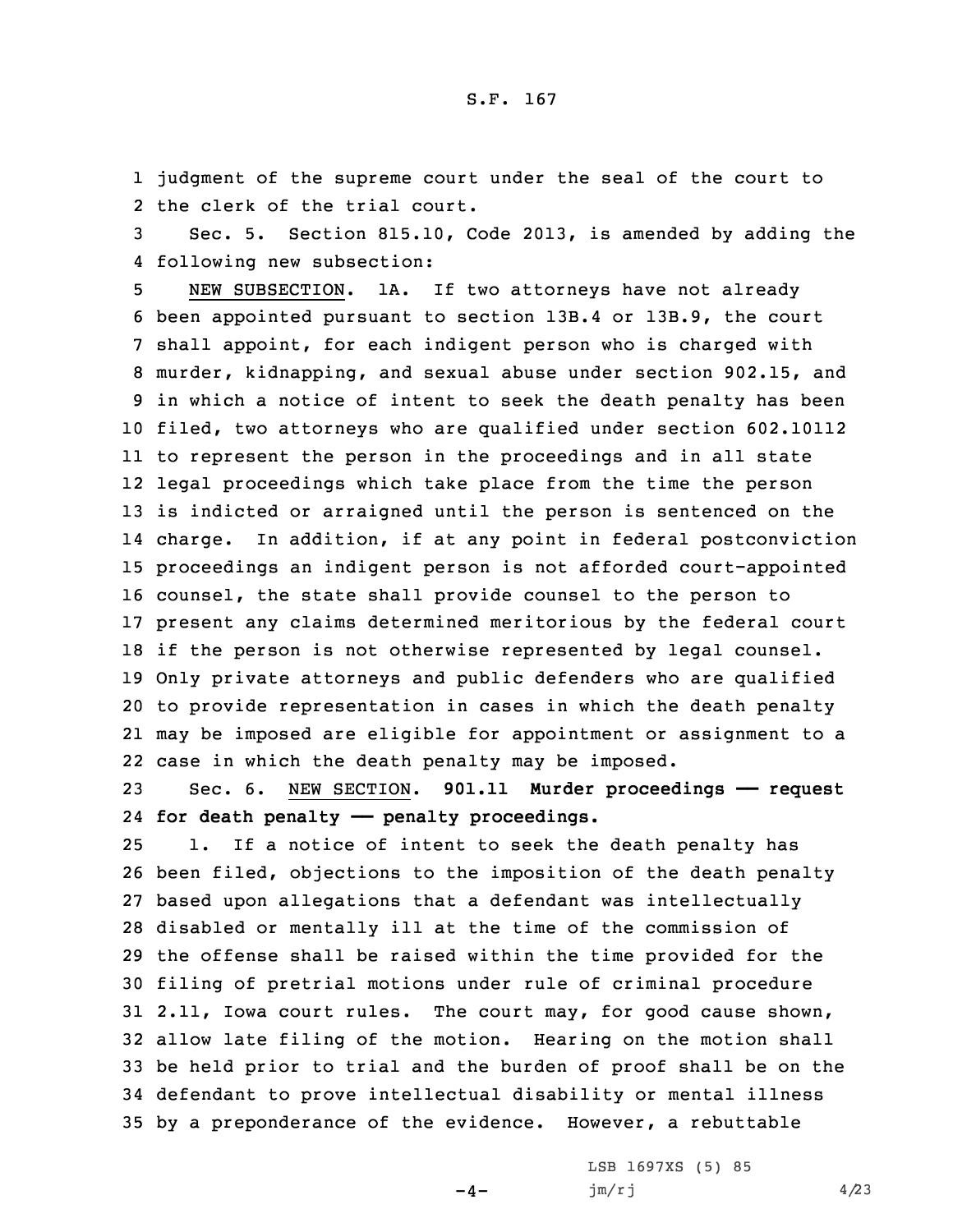judgment of the supreme court under the seal of the court to the clerk of the trial court.

Sec. 5. Section 815.10, Code 2013, is amended by adding the following new subsection:

NEW SUBSECTION. 1A. If two attorneys have not already been appointed pursuant to section 13B.4 or 13B.9, the court shall appoint, for each indigent person who is charged with murder, kidnapping, and sexual abuse under section 902.15, and in which a notice of intent to seek the death penalty has been filed, two attorneys who are qualified under section 602.10112 to represent the person in the proceedings and in all state legal proceedings which take place from the time the person is indicted or arraigned until the person is sentenced on the charge. In addition, if at any point in federal postconviction proceedings an indigent person is not afforded court-appointed counsel, the state shall provide counsel to the person to present any claims determined meritorious by the federal court if the person is not otherwise represented by legal counsel. Only private attorneys and public defenders who are qualified to provide representation in cases in which the death penalty may be imposed are eligible for appointment or assignment to a case in which the death penalty may be imposed.

Sec. 6. NEW SECTION. **901.11 Murder proceedings —— request for death penalty —— penalty proceedings.**

1. If a notice of intent to seek the death penalty has been filed, objections to the imposition of the death penalty based upon allegations that a defendant was intellectually disabled or mentally ill at the time of the commission of the offense shall be raised within the time provided for the filing of pretrial motions under rule of criminal procedure 2.11, Iowa court rules. The court may, for good cause shown, allow late filing of the motion. Hearing on the motion shall be held prior to trial and the burden of proof shall be on the defendant to prove intellectual disability or mental illness by a preponderance of the evidence. However, a rebuttable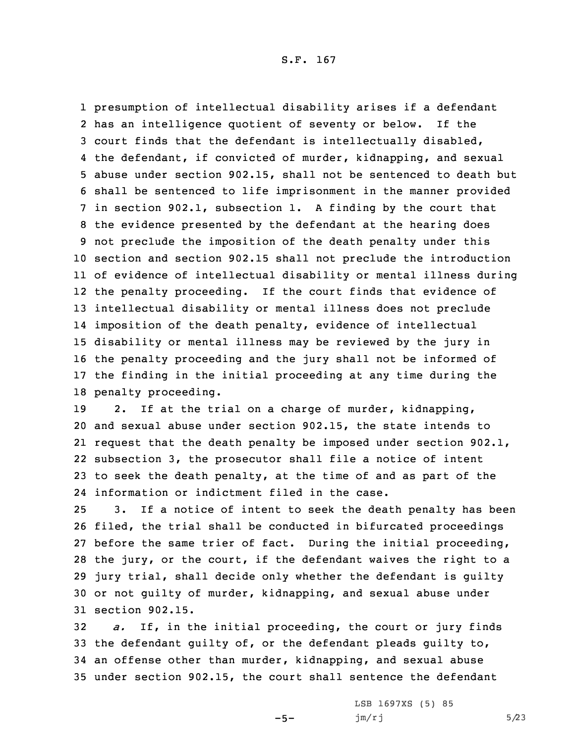presumption of intellectual disability arises if a defendant has an intelligence quotient of seventy or below. If the court finds that the defendant is intellectually disabled, the defendant, if convicted of murder, kidnapping, and sexual abuse under section 902.15, shall not be sentenced to death but shall be sentenced to life imprisonment in the manner provided in section 902.1, subsection 1. A finding by the court that the evidence presented by the defendant at the hearing does not preclude the imposition of the death penalty under this section and section 902.15 shall not preclude the introduction of evidence of intellectual disability or mental illness during the penalty proceeding. If the court finds that evidence of intellectual disability or mental illness does not preclude imposition of the death penalty, evidence of intellectual disability or mental illness may be reviewed by the jury in the penalty proceeding and the jury shall not be informed of the finding in the initial proceeding at any time during the penalty proceeding.

2. If at the trial on a charge of murder, kidnapping, and sexual abuse under section 902.15, the state intends to request that the death penalty be imposed under section 902.1, subsection 3, the prosecutor shall file a notice of intent to seek the death penalty, at the time of and as part of the information or indictment filed in the case.

3. If a notice of intent to seek the death penalty has been filed, the trial shall be conducted in bifurcated proceedings before the same trier of fact. During the initial proceeding, the jury, or the court, if the defendant waives the right to a jury trial, shall decide only whether the defendant is guilty or not guilty of murder, kidnapping, and sexual abuse under section 902.15.

*a.* If, in the initial proceeding, the court or jury finds the defendant guilty of, or the defendant pleads guilty to, an offense other than murder, kidnapping, and sexual abuse under section 902.15, the court shall sentence the defendant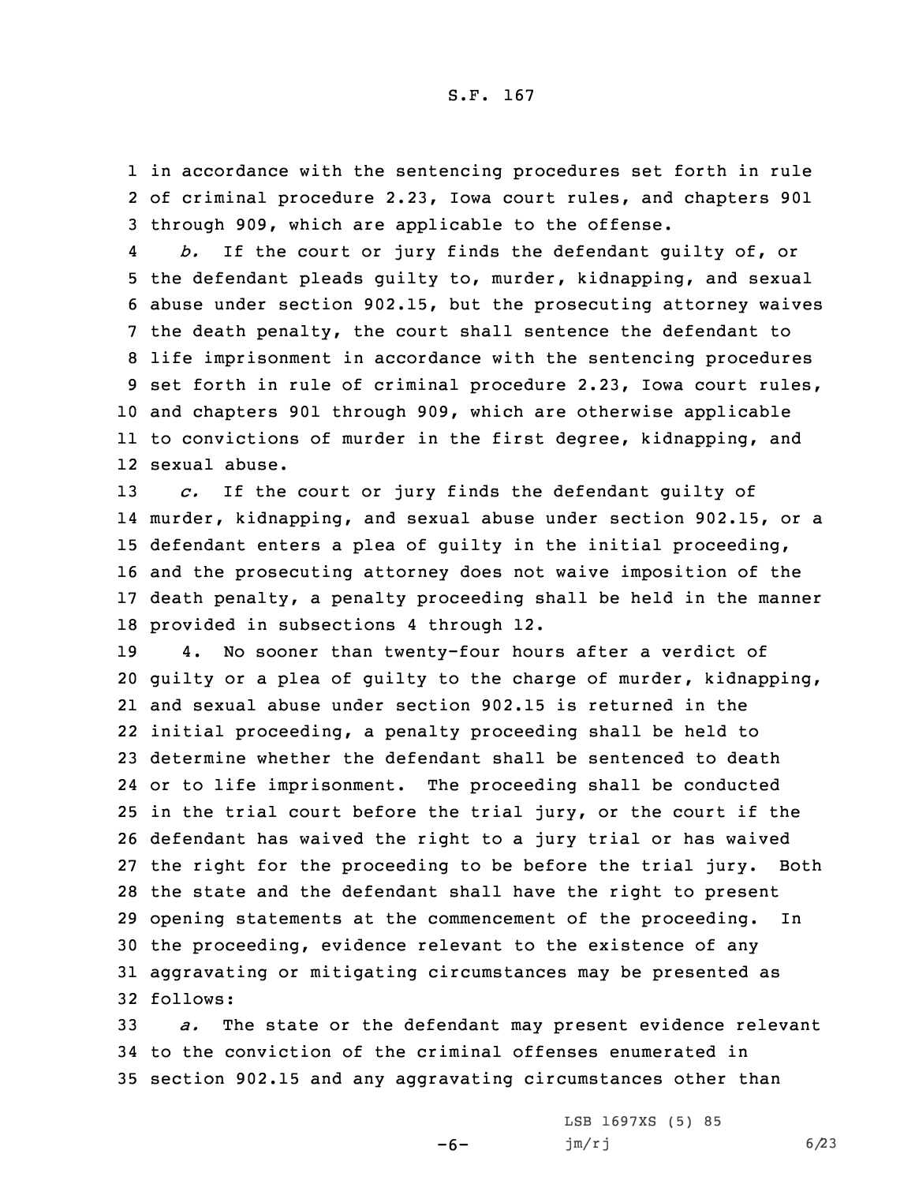in accordance with the sentencing procedures set forth in rule of criminal procedure 2.23, Iowa court rules, and chapters 901 through 909, which are applicable to the offense.

*b.* If the court or jury finds the defendant guilty of, or the defendant pleads guilty to, murder, kidnapping, and sexual abuse under section 902.15, but the prosecuting attorney waives the death penalty, the court shall sentence the defendant to life imprisonment in accordance with the sentencing procedures set forth in rule of criminal procedure 2.23, Iowa court rules, and chapters 901 through 909, which are otherwise applicable to convictions of murder in the first degree, kidnapping, and sexual abuse.

*c.* If the court or jury finds the defendant guilty of murder, kidnapping, and sexual abuse under section 902.15, or a defendant enters a plea of guilty in the initial proceeding, and the prosecuting attorney does not waive imposition of the death penalty, a penalty proceeding shall be held in the manner provided in subsections 4 through 12.

4. No sooner than twenty-four hours after a verdict of guilty or a plea of guilty to the charge of murder, kidnapping, and sexual abuse under section 902.15 is returned in the initial proceeding, a penalty proceeding shall be held to determine whether the defendant shall be sentenced to death or to life imprisonment. The proceeding shall be conducted in the trial court before the trial jury, or the court if the defendant has waived the right to a jury trial or has waived the right for the proceeding to be before the trial jury. Both the state and the defendant shall have the right to present opening statements at the commencement of the proceeding. In the proceeding, evidence relevant to the existence of any aggravating or mitigating circumstances may be presented as follows:

*a.* The state or the defendant may present evidence relevant to the conviction of the criminal offenses enumerated in section 902.15 and any aggravating circumstances other than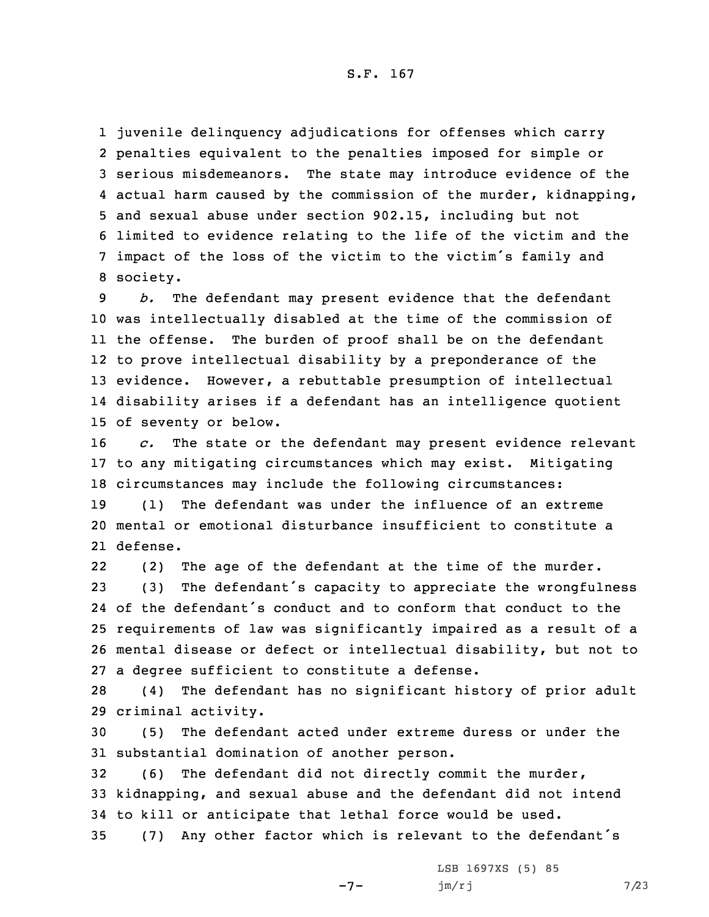juvenile delinquency adjudications for offenses which carry penalties equivalent to the penalties imposed for simple or serious misdemeanors. The state may introduce evidence of the actual harm caused by the commission of the murder, kidnapping, and sexual abuse under section 902.15, including but not limited to evidence relating to the life of the victim and the impact of the loss of the victim to the victim's family and society.

*b.* The defendant may present evidence that the defendant was intellectually disabled at the time of the commission of the offense. The burden of proof shall be on the defendant to prove intellectual disability by a preponderance of the evidence. However, a rebuttable presumption of intellectual disability arises if a defendant has an intelligence quotient of seventy or below.

*c.* The state or the defendant may present evidence relevant to any mitigating circumstances which may exist. Mitigating circumstances may include the following circumstances:

(1) The defendant was under the influence of an extreme mental or emotional disturbance insufficient to constitute a defense.

(2) The age of the defendant at the time of the murder.

(3) The defendant's capacity to appreciate the wrongfulness of the defendant's conduct and to conform that conduct to the requirements of law was significantly impaired as a result of a mental disease or defect or intellectual disability, but not to a degree sufficient to constitute a defense.

(4) The defendant has no significant history of prior adult criminal activity.

(5) The defendant acted under extreme duress or under the substantial domination of another person.

(6) The defendant did not directly commit the murder, kidnapping, and sexual abuse and the defendant did not intend to kill or anticipate that lethal force would be used.

(7) Any other factor which is relevant to the defendant's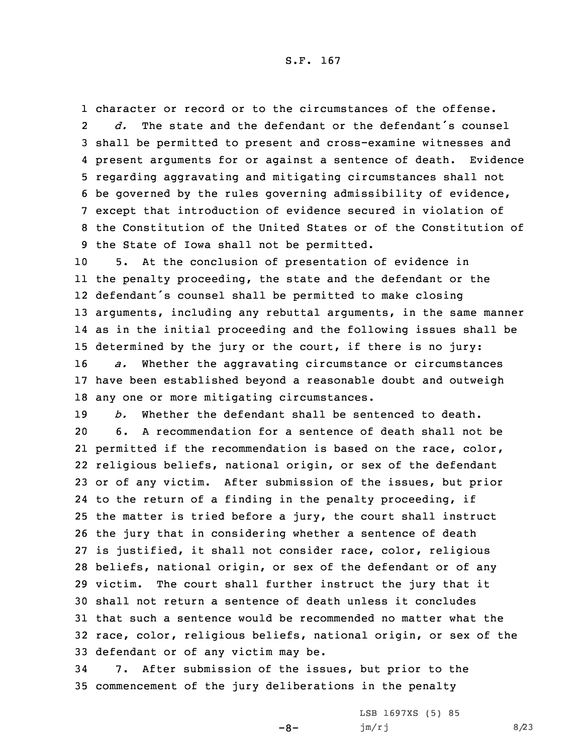character or record or to the circumstances of the offense.

*d.* The state and the defendant or the defendant's counsel shall be permitted to present and cross-examine witnesses and present arguments for or against a sentence of death. Evidence regarding aggravating and mitigating circumstances shall not be governed by the rules governing admissibility of evidence, except that introduction of evidence secured in violation of the Constitution of the United States or of the Constitution of the State of Iowa shall not be permitted.

5. At the conclusion of presentation of evidence in the penalty proceeding, the state and the defendant or the defendant's counsel shall be permitted to make closing arguments, including any rebuttal arguments, in the same manner as in the initial proceeding and the following issues shall be determined by the jury or the court, if there is no jury:

*a.* Whether the aggravating circumstance or circumstances have been established beyond a reasonable doubt and outweigh any one or more mitigating circumstances.

*b.* Whether the defendant shall be sentenced to death.

6. A recommendation for a sentence of death shall not be permitted if the recommendation is based on the race, color, religious beliefs, national origin, or sex of the defendant or of any victim. After submission of the issues, but prior to the return of a finding in the penalty proceeding, if the matter is tried before a jury, the court shall instruct the jury that in considering whether a sentence of death is justified, it shall not consider race, color, religious beliefs, national origin, or sex of the defendant or of any victim. The court shall further instruct the jury that it shall not return a sentence of death unless it concludes that such a sentence would be recommended no matter what the race, color, religious beliefs, national origin, or sex of the defendant or of any victim may be.

7. After submission of the issues, but prior to the commencement of the jury deliberations in the penalty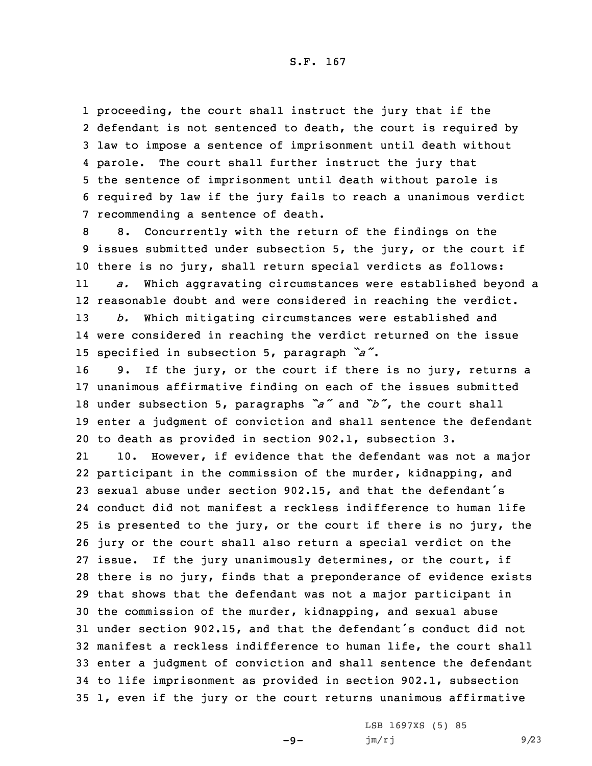proceeding, the court shall instruct the jury that if the defendant is not sentenced to death, the court is required by law to impose a sentence of imprisonment until death without parole. The court shall further instruct the jury that the sentence of imprisonment until death without parole is required by law if the jury fails to reach a unanimous verdict recommending a sentence of death.

8. Concurrently with the return of the findings on the issues submitted under subsection 5, the jury, or the court if there is no jury, shall return special verdicts as follows:

*a.* Which aggravating circumstances were established beyond a reasonable doubt and were considered in reaching the verdict.

*b.* Which mitigating circumstances were established and were considered in reaching the verdict returned on the issue specified in subsection 5, paragraph *"a"*.

9. If the jury, or the court if there is no jury, returns a unanimous affirmative finding on each of the issues submitted under subsection 5, paragraphs *"a"* and *"b"*, the court shall enter a judgment of conviction and shall sentence the defendant to death as provided in section 902.1, subsection 3.

10. However, if evidence that the defendant was not a major participant in the commission of the murder, kidnapping, and sexual abuse under section 902.15, and that the defendant's conduct did not manifest a reckless indifference to human life is presented to the jury, or the court if there is no jury, the jury or the court shall also return a special verdict on the issue. If the jury unanimously determines, or the court, if there is no jury, finds that a preponderance of evidence exists that shows that the defendant was not a major participant in the commission of the murder, kidnapping, and sexual abuse under section 902.15, and that the defendant's conduct did not manifest a reckless indifference to human life, the court shall enter a judgment of conviction and shall sentence the defendant to life imprisonment as provided in section 902.1, subsection 1, even if the jury or the court returns unanimous affirmative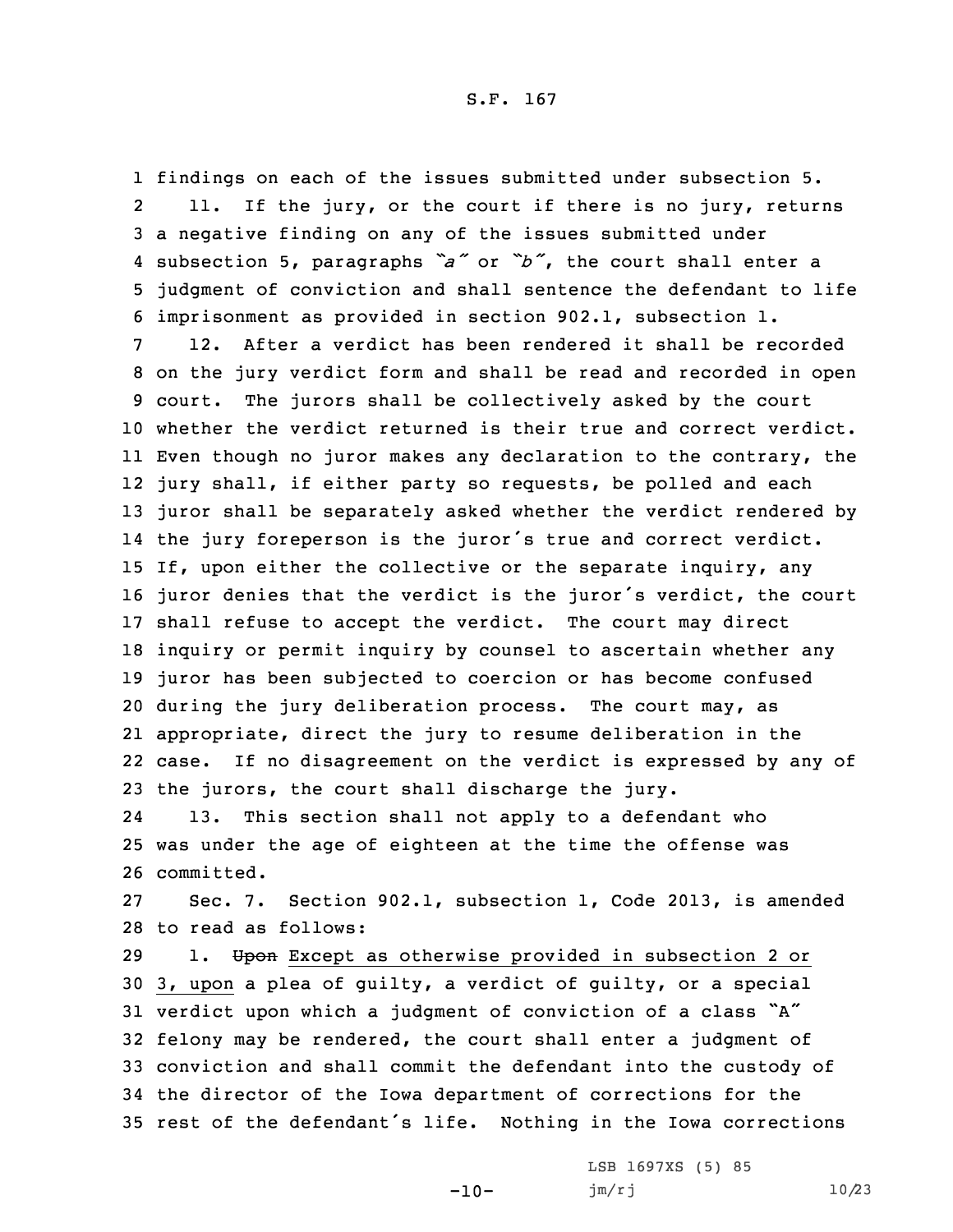findings on each of the issues submitted under subsection 5.

11. If the jury, or the court if there is no jury, returns a negative finding on any of the issues submitted under subsection 5, paragraphs *"a"* or *"b"*, the court shall enter a judgment of conviction and shall sentence the defendant to life imprisonment as provided in section 902.1, subsection 1.

12. After a verdict has been rendered it shall be recorded on the jury verdict form and shall be read and recorded in open court. The jurors shall be collectively asked by the court whether the verdict returned is their true and correct verdict. Even though no juror makes any declaration to the contrary, the jury shall, if either party so requests, be polled and each juror shall be separately asked whether the verdict rendered by the jury foreperson is the juror's true and correct verdict. If, upon either the collective or the separate inquiry, any juror denies that the verdict is the juror's verdict, the court shall refuse to accept the verdict. The court may direct inquiry or permit inquiry by counsel to ascertain whether any juror has been subjected to coercion or has become confused during the jury deliberation process. The court may, as appropriate, direct the jury to resume deliberation in the case. If no disagreement on the verdict is expressed by any of the jurors, the court shall discharge the jury.

13. This section shall not apply to a defendant who was under the age of eighteen at the time the offense was committed.

Sec. 7. Section 902.1, subsection 1, Code 2013, is amended to read as follows:

1. ~~Upon~~ Except as otherwise provided in subsection 2 or 3, upon a plea of guilty, a verdict of guilty, or a special verdict upon which a judgment of conviction of a class "A" felony may be rendered, the court shall enter a judgment of conviction and shall commit the defendant into the custody of the director of the Iowa department of corrections for the rest of the defendant's life. Nothing in the Iowa corrections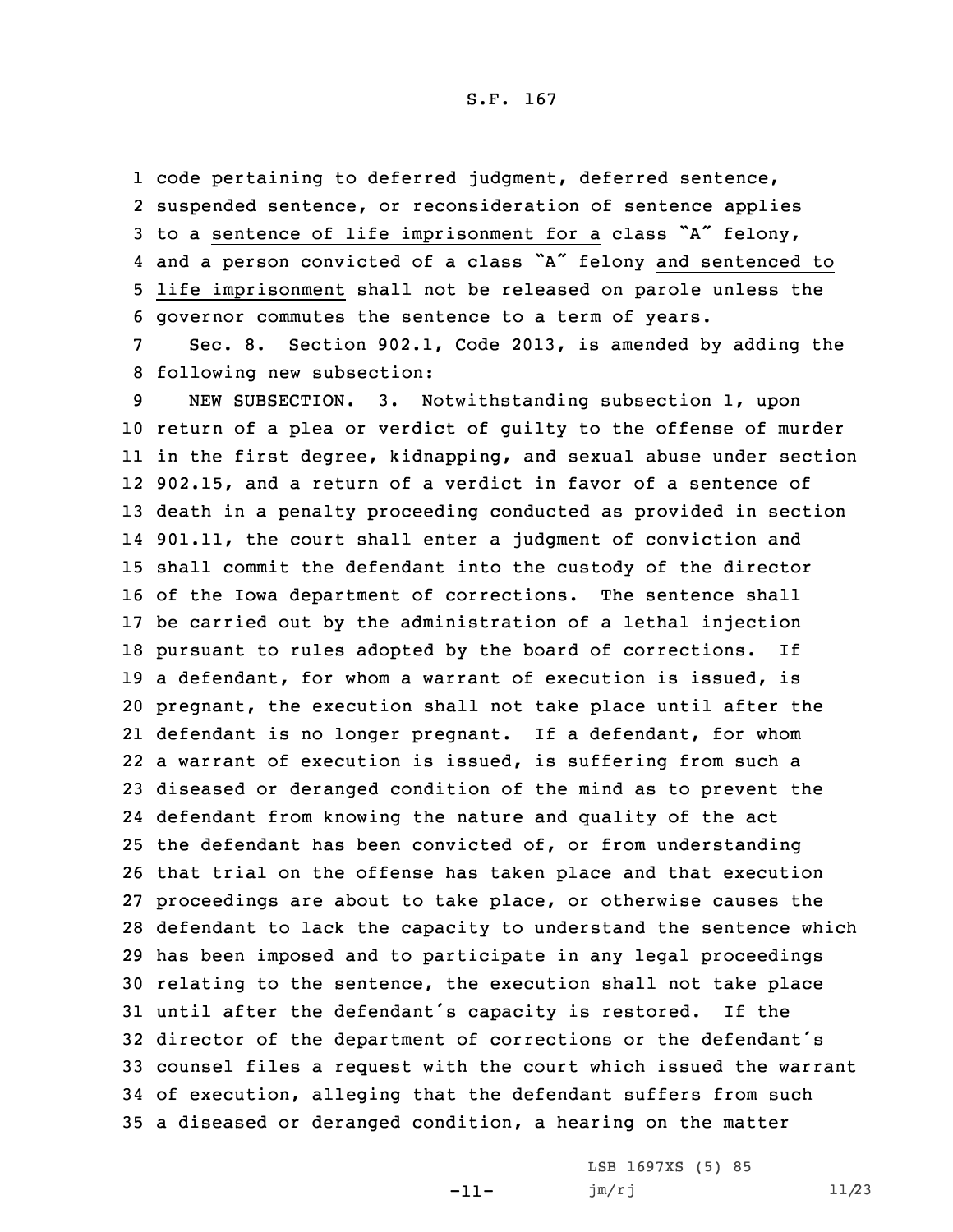code pertaining to deferred judgment, deferred sentence, suspended sentence, or reconsideration of sentence applies to a sentence of life imprisonment for a class "A" felony, and a person convicted of a class "A" felony and sentenced to life imprisonment shall not be released on parole unless the governor commutes the sentence to a term of years.

Sec. 8. Section 902.1, Code 2013, is amended by adding the following new subsection:

NEW SUBSECTION. 3. Notwithstanding subsection 1, upon return of a plea or verdict of guilty to the offense of murder in the first degree, kidnapping, and sexual abuse under section 902.15, and a return of a verdict in favor of a sentence of death in a penalty proceeding conducted as provided in section 901.11, the court shall enter a judgment of conviction and shall commit the defendant into the custody of the director of the Iowa department of corrections. The sentence shall be carried out by the administration of a lethal injection pursuant to rules adopted by the board of corrections. If a defendant, for whom a warrant of execution is issued, is pregnant, the execution shall not take place until after the defendant is no longer pregnant. If a defendant, for whom a warrant of execution is issued, is suffering from such a diseased or deranged condition of the mind as to prevent the defendant from knowing the nature and quality of the act the defendant has been convicted of, or from understanding that trial on the offense has taken place and that execution proceedings are about to take place, or otherwise causes the defendant to lack the capacity to understand the sentence which has been imposed and to participate in any legal proceedings relating to the sentence, the execution shall not take place until after the defendant's capacity is restored. If the director of the department of corrections or the defendant's counsel files a request with the court which issued the warrant of execution, alleging that the defendant suffers from such a diseased or deranged condition, a hearing on the matter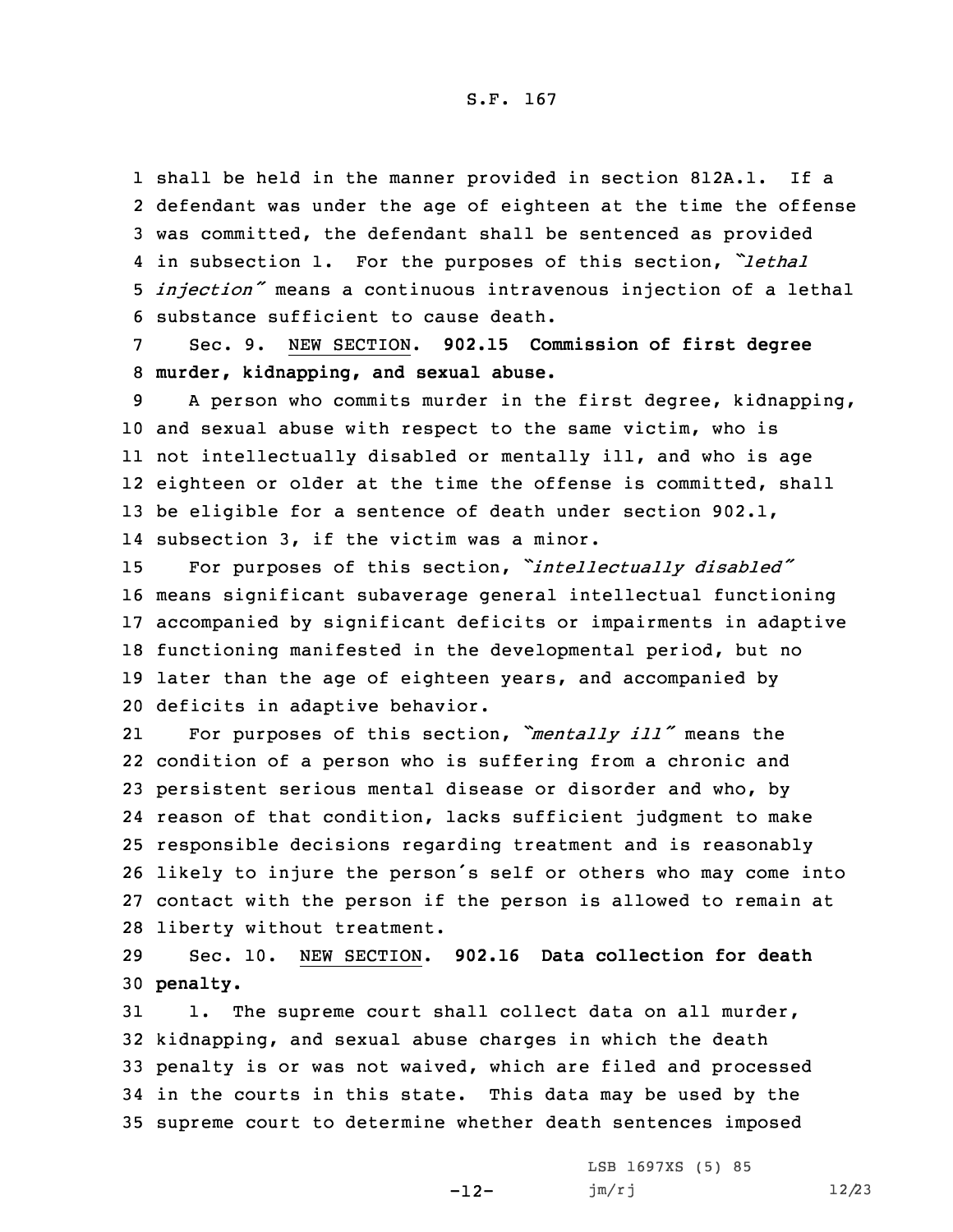shall be held in the manner provided in section 812A.1. If a defendant was under the age of eighteen at the time the offense was committed, the defendant shall be sentenced as provided in subsection 1. For the purposes of this section, *"lethal injection"* means a continuous intravenous injection of a lethal substance sufficient to cause death.

Sec. 9. NEW SECTION. **902.15 Commission of first degree murder, kidnapping, and sexual abuse.**

A person who commits murder in the first degree, kidnapping, and sexual abuse with respect to the same victim, who is not intellectually disabled or mentally ill, and who is age eighteen or older at the time the offense is committed, shall be eligible for a sentence of death under section 902.1, subsection 3, if the victim was a minor.

For purposes of this section, *"intellectually disabled"* means significant subaverage general intellectual functioning accompanied by significant deficits or impairments in adaptive functioning manifested in the developmental period, but no later than the age of eighteen years, and accompanied by deficits in adaptive behavior.

For purposes of this section, *"mentally ill"* means the condition of a person who is suffering from a chronic and persistent serious mental disease or disorder and who, by reason of that condition, lacks sufficient judgment to make responsible decisions regarding treatment and is reasonably likely to injure the person's self or others who may come into contact with the person if the person is allowed to remain at liberty without treatment.

Sec. 10. NEW SECTION. **902.16 Data collection for death penalty.**

1. The supreme court shall collect data on all murder, kidnapping, and sexual abuse charges in which the death penalty is or was not waived, which are filed and processed in the courts in this state. This data may be used by the supreme court to determine whether death sentences imposed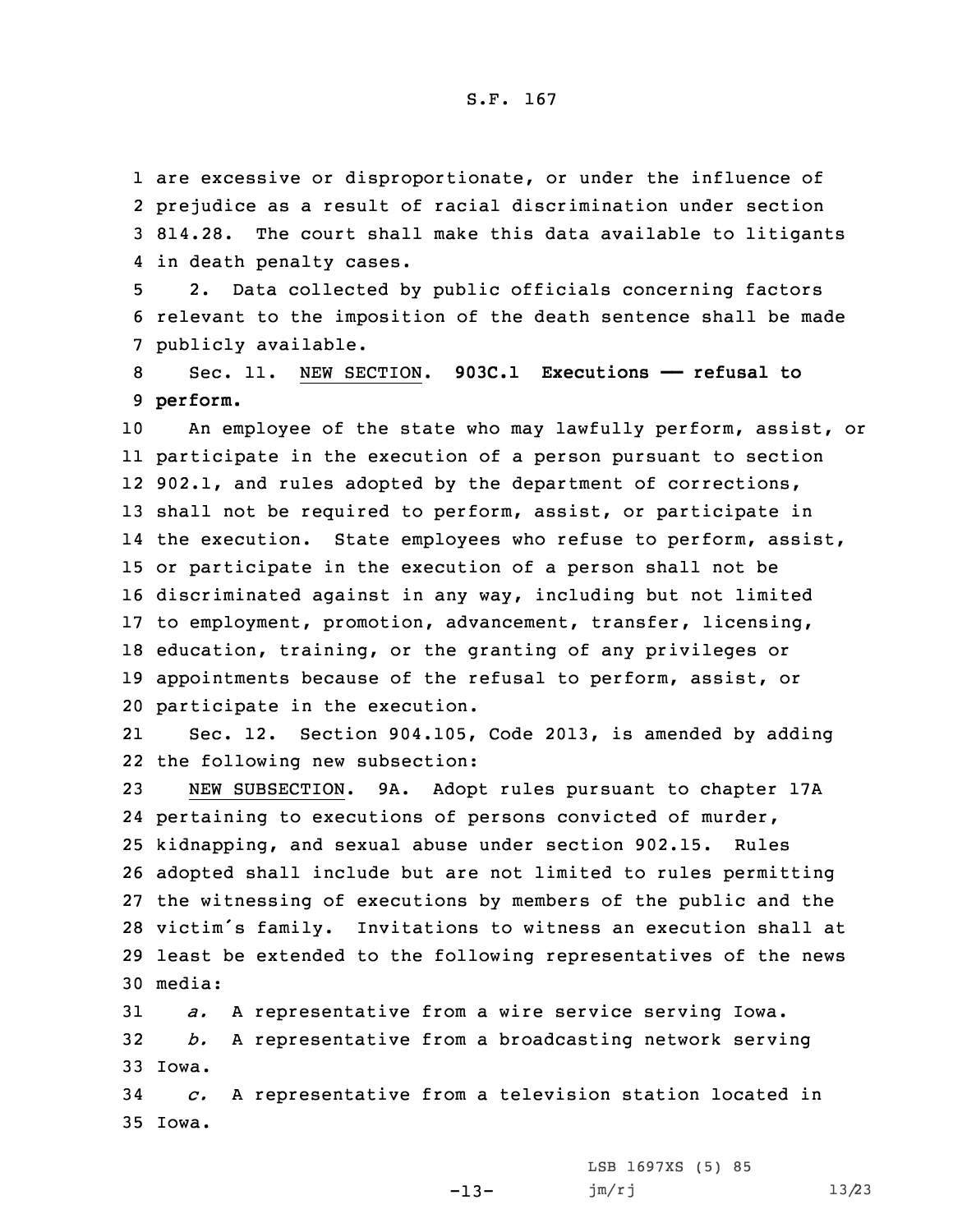are excessive or disproportionate, or under the influence of prejudice as a result of racial discrimination under section 814.28. The court shall make this data available to litigants in death penalty cases.

2. Data collected by public officials concerning factors relevant to the imposition of the death sentence shall be made publicly available.

Sec. 11. NEW SECTION. **903C.1 Executions — refusal to perform.**

An employee of the state who may lawfully perform, assist, or participate in the execution of a person pursuant to section 902.1, and rules adopted by the department of corrections, shall not be required to perform, assist, or participate in the execution. State employees who refuse to perform, assist, or participate in the execution of a person shall not be discriminated against in any way, including but not limited to employment, promotion, advancement, transfer, licensing, education, training, or the granting of any privileges or appointments because of the refusal to perform, assist, or participate in the execution.

Sec. 12. Section 904.105, Code 2013, is amended by adding the following new subsection:

NEW SUBSECTION. 9A. Adopt rules pursuant to chapter 17A pertaining to executions of persons convicted of murder, kidnapping, and sexual abuse under section 902.15. Rules adopted shall include but are not limited to rules permitting the witnessing of executions by members of the public and the victim's family. Invitations to witness an execution shall at least be extended to the following representatives of the news media:

*a.* A representative from a wire service serving Iowa.

*b.* A representative from a broadcasting network serving Iowa.

*c.* A representative from a television station located in Iowa.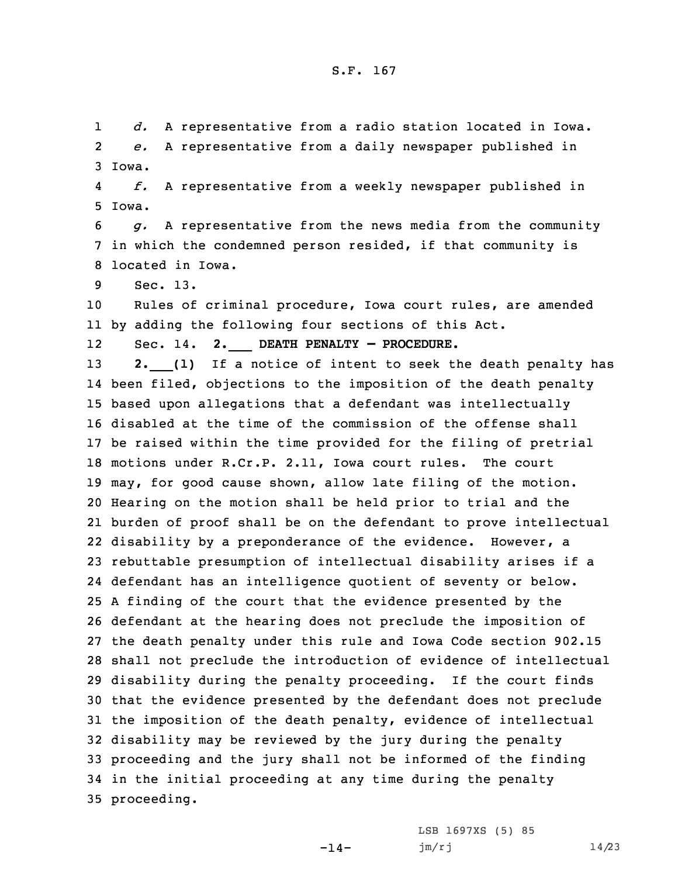*d.* A representative from a radio station located in Iowa.

*e.* A representative from a daily newspaper published in Iowa.

*f.* A representative from a weekly newspaper published in Iowa.

*g.* A representative from the news media from the community in which the condemned person resided, if that community is located in Iowa.

Sec. 13.

Rules of criminal procedure, Iowa court rules, are amended by adding the following four sections of this Act.

Sec. 14. **2.___ DEATH PENALTY — PROCEDURE.**

**2.___(1)** If a notice of intent to seek the death penalty has been filed, objections to the imposition of the death penalty based upon allegations that a defendant was intellectually disabled at the time of the commission of the offense shall be raised within the time provided for the filing of pretrial motions under R.Cr.P. 2.11, Iowa court rules. The court may, for good cause shown, allow late filing of the motion. Hearing on the motion shall be held prior to trial and the burden of proof shall be on the defendant to prove intellectual disability by a preponderance of the evidence. However, a rebuttable presumption of intellectual disability arises if a defendant has an intelligence quotient of seventy or below. A finding of the court that the evidence presented by the defendant at the hearing does not preclude the imposition of the death penalty under this rule and Iowa Code section 902.15 shall not preclude the introduction of evidence of intellectual disability during the penalty proceeding. If the court finds that the evidence presented by the defendant does not preclude the imposition of the death penalty, evidence of intellectual disability may be reviewed by the jury during the penalty proceeding and the jury shall not be informed of the finding in the initial proceeding at any time during the penalty proceeding.

LSB 1697XS (5) 85
jm/rj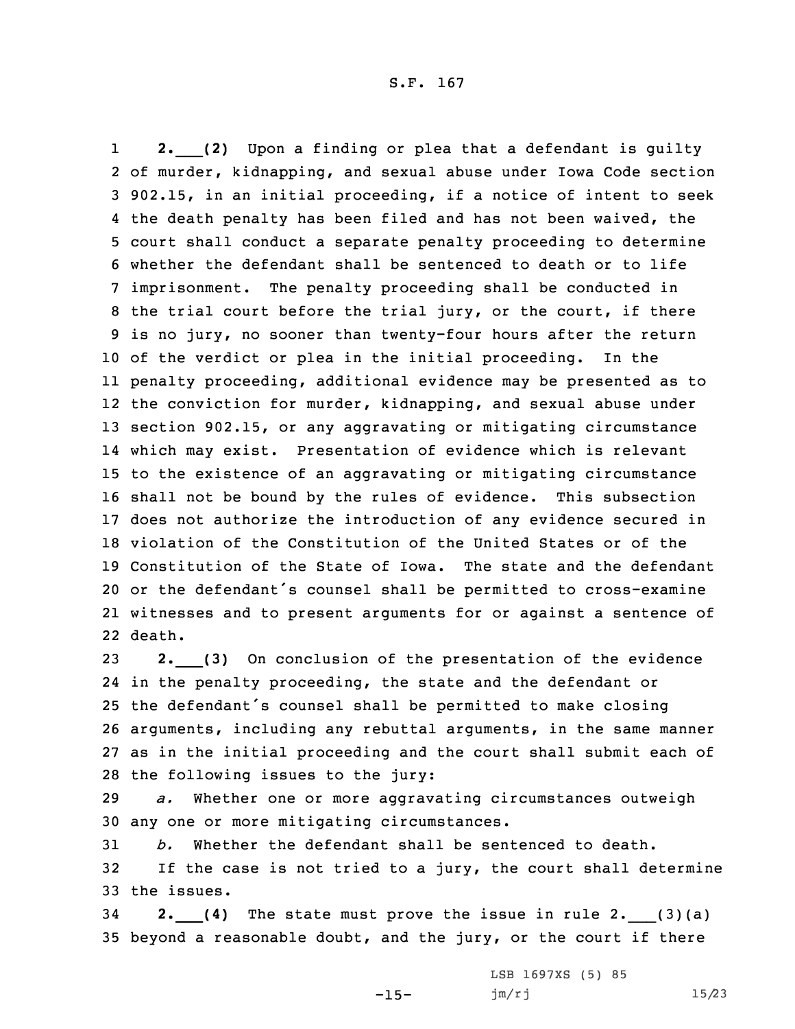**2.___(2)** Upon a finding or plea that a defendant is guilty of murder, kidnapping, and sexual abuse under Iowa Code section 902.15, in an initial proceeding, if a notice of intent to seek the death penalty has been filed and has not been waived, the court shall conduct a separate penalty proceeding to determine whether the defendant shall be sentenced to death or to life imprisonment. The penalty proceeding shall be conducted in the trial court before the trial jury, or the court, if there is no jury, no sooner than twenty-four hours after the return of the verdict or plea in the initial proceeding. In the penalty proceeding, additional evidence may be presented as to the conviction for murder, kidnapping, and sexual abuse under section 902.15, or any aggravating or mitigating circumstance which may exist. Presentation of evidence which is relevant to the existence of an aggravating or mitigating circumstance shall not be bound by the rules of evidence. This subsection does not authorize the introduction of any evidence secured in violation of the Constitution of the United States or of the Constitution of the State of Iowa. The state and the defendant or the defendant's counsel shall be permitted to cross-examine witnesses and to present arguments for or against a sentence of death.

**2.___(3)** On conclusion of the presentation of the evidence in the penalty proceeding, the state and the defendant or the defendant's counsel shall be permitted to make closing arguments, including any rebuttal arguments, in the same manner as in the initial proceeding and the court shall submit each of the following issues to the jury:

*a.* Whether one or more aggravating circumstances outweigh any one or more mitigating circumstances.

*b.* Whether the defendant shall be sentenced to death.

If the case is not tried to a jury, the court shall determine the issues.

**2.___(4)** The state must prove the issue in rule 2.___(3)(a) beyond a reasonable doubt, and the jury, or the court if there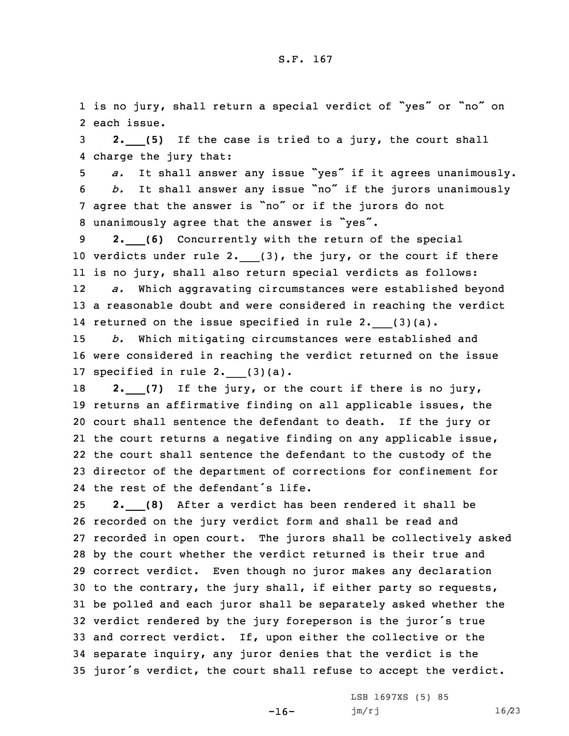is no jury, shall return a special verdict of "yes" or "no" on each issue.

**2.___(5)** If the case is tried to a jury, the court shall charge the jury that:

*a.* It shall answer any issue "yes" if it agrees unanimously.

*b.* It shall answer any issue "no" if the jurors unanimously agree that the answer is "no" or if the jurors do not unanimously agree that the answer is "yes".

**2.___(6)** Concurrently with the return of the special verdicts under rule 2.___(3), the jury, or the court if there is no jury, shall also return special verdicts as follows:

*a.* Which aggravating circumstances were established beyond a reasonable doubt and were considered in reaching the verdict returned on the issue specified in rule 2.___(3)(a).

*b.* Which mitigating circumstances were established and were considered in reaching the verdict returned on the issue specified in rule 2.___(3)(a).

**2.___(7)** If the jury, or the court if there is no jury, returns an affirmative finding on all applicable issues, the court shall sentence the defendant to death. If the jury or the court returns a negative finding on any applicable issue, the court shall sentence the defendant to the custody of the director of the department of corrections for confinement for the rest of the defendant's life.

**2.___(8)** After a verdict has been rendered it shall be recorded on the jury verdict form and shall be read and recorded in open court. The jurors shall be collectively asked by the court whether the verdict returned is their true and correct verdict. Even though no juror makes any declaration to the contrary, the jury shall, if either party so requests, be polled and each juror shall be separately asked whether the verdict rendered by the jury foreperson is the juror's true and correct verdict. If, upon either the collective or the separate inquiry, any juror denies that the verdict is the juror's verdict, the court shall refuse to accept the verdict.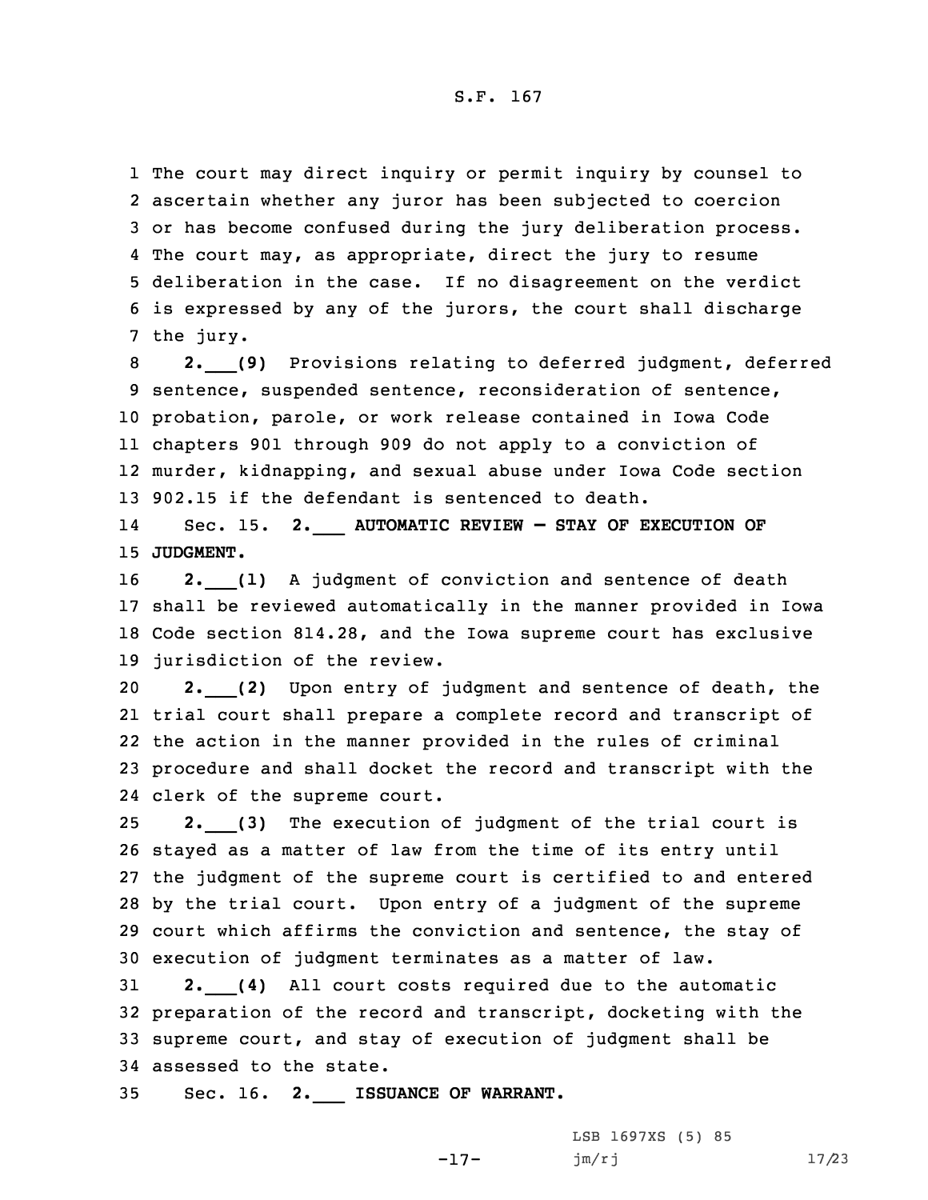The court may direct inquiry or permit inquiry by counsel to ascertain whether any juror has been subjected to coercion or has become confused during the jury deliberation process. The court may, as appropriate, direct the jury to resume deliberation in the case. If no disagreement on the verdict is expressed by any of the jurors, the court shall discharge the jury.

**2.___(9)** Provisions relating to deferred judgment, deferred sentence, suspended sentence, reconsideration of sentence, probation, parole, or work release contained in Iowa Code chapters 901 through 909 do not apply to a conviction of murder, kidnapping, and sexual abuse under Iowa Code section 902.15 if the defendant is sentenced to death.

Sec. 15. **2.___ AUTOMATIC REVIEW — STAY OF EXECUTION OF JUDGMENT.**

**2.___(1)** A judgment of conviction and sentence of death shall be reviewed automatically in the manner provided in Iowa Code section 814.28, and the Iowa supreme court has exclusive jurisdiction of the review.

**2.___(2)** Upon entry of judgment and sentence of death, the trial court shall prepare a complete record and transcript of the action in the manner provided in the rules of criminal procedure and shall docket the record and transcript with the clerk of the supreme court.

**2.___(3)** The execution of judgment of the trial court is stayed as a matter of law from the time of its entry until the judgment of the supreme court is certified to and entered by the trial court. Upon entry of a judgment of the supreme court which affirms the conviction and sentence, the stay of execution of judgment terminates as a matter of law.

**2.___(4)** All court costs required due to the automatic preparation of the record and transcript, docketing with the supreme court, and stay of execution of judgment shall be assessed to the state.

Sec. 16. **2.___ ISSUANCE OF WARRANT.**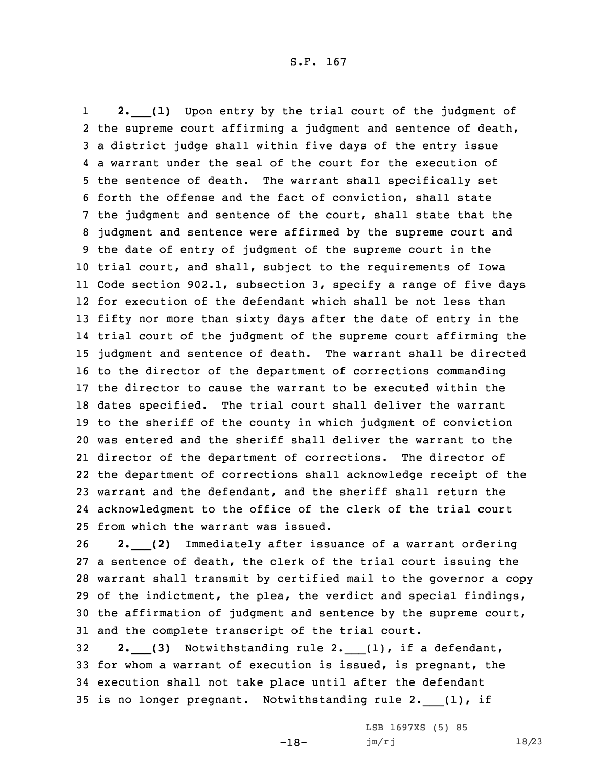**2.___(1)** Upon entry by the trial court of the judgment of the supreme court affirming a judgment and sentence of death, a district judge shall within five days of the entry issue a warrant under the seal of the court for the execution of the sentence of death. The warrant shall specifically set forth the offense and the fact of conviction, shall state the judgment and sentence of the court, shall state that the judgment and sentence were affirmed by the supreme court and the date of entry of judgment of the supreme court in the trial court, and shall, subject to the requirements of Iowa Code section 902.1, subsection 3, specify a range of five days for execution of the defendant which shall be not less than fifty nor more than sixty days after the date of entry in the trial court of the judgment of the supreme court affirming the judgment and sentence of death. The warrant shall be directed to the director of the department of corrections commanding the director to cause the warrant to be executed within the dates specified. The trial court shall deliver the warrant to the sheriff of the county in which judgment of conviction was entered and the sheriff shall deliver the warrant to the director of the department of corrections. The director of the department of corrections shall acknowledge receipt of the warrant and the defendant, and the sheriff shall return the acknowledgment to the office of the clerk of the trial court from which the warrant was issued.

**2.___(2)** Immediately after issuance of a warrant ordering a sentence of death, the clerk of the trial court issuing the warrant shall transmit by certified mail to the governor a copy of the indictment, the plea, the verdict and special findings, the affirmation of judgment and sentence by the supreme court, and the complete transcript of the trial court.

**2.___(3)** Notwithstanding rule 2.___(1), if a defendant, for whom a warrant of execution is issued, is pregnant, the execution shall not take place until after the defendant is no longer pregnant. Notwithstanding rule 2.___(1), if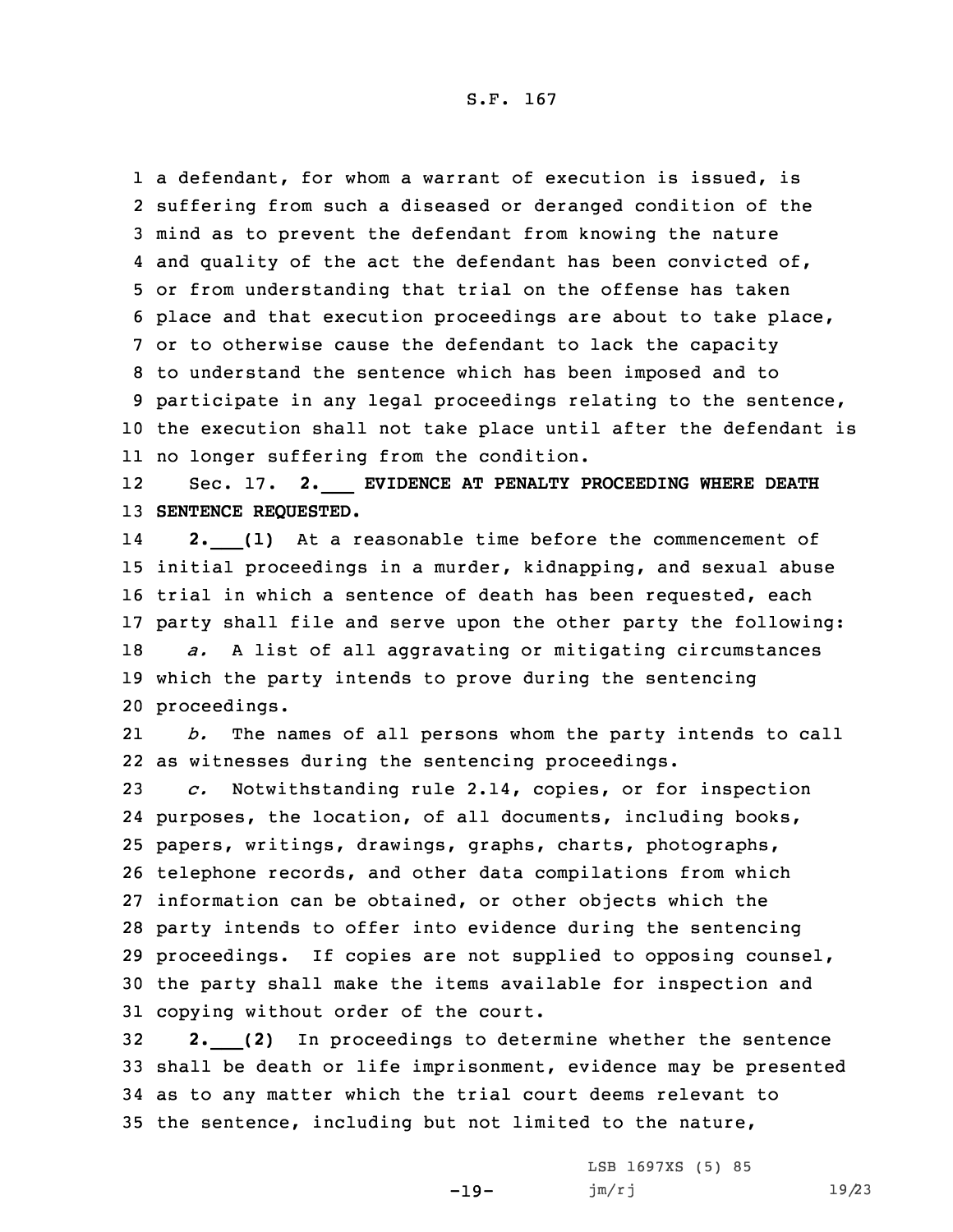a defendant, for whom a warrant of execution is issued, is suffering from such a diseased or deranged condition of the mind as to prevent the defendant from knowing the nature and quality of the act the defendant has been convicted of, or from understanding that trial on the offense has taken place and that execution proceedings are about to take place, or to otherwise cause the defendant to lack the capacity to understand the sentence which has been imposed and to participate in any legal proceedings relating to the sentence, the execution shall not take place until after the defendant is no longer suffering from the condition.

Sec. 17. **2.___ EVIDENCE AT PENALTY PROCEEDING WHERE DEATH SENTENCE REQUESTED.**

**2.___(1)** At a reasonable time before the commencement of initial proceedings in a murder, kidnapping, and sexual abuse trial in which a sentence of death has been requested, each party shall file and serve upon the other party the following:

*a.* A list of all aggravating or mitigating circumstances which the party intends to prove during the sentencing proceedings.

*b.* The names of all persons whom the party intends to call as witnesses during the sentencing proceedings.

*c.* Notwithstanding rule 2.14, copies, or for inspection purposes, the location, of all documents, including books, papers, writings, drawings, graphs, charts, photographs, telephone records, and other data compilations from which information can be obtained, or other objects which the party intends to offer into evidence during the sentencing proceedings. If copies are not supplied to opposing counsel, the party shall make the items available for inspection and copying without order of the court.

**2.___(2)** In proceedings to determine whether the sentence shall be death or life imprisonment, evidence may be presented as to any matter which the trial court deems relevant to the sentence, including but not limited to the nature,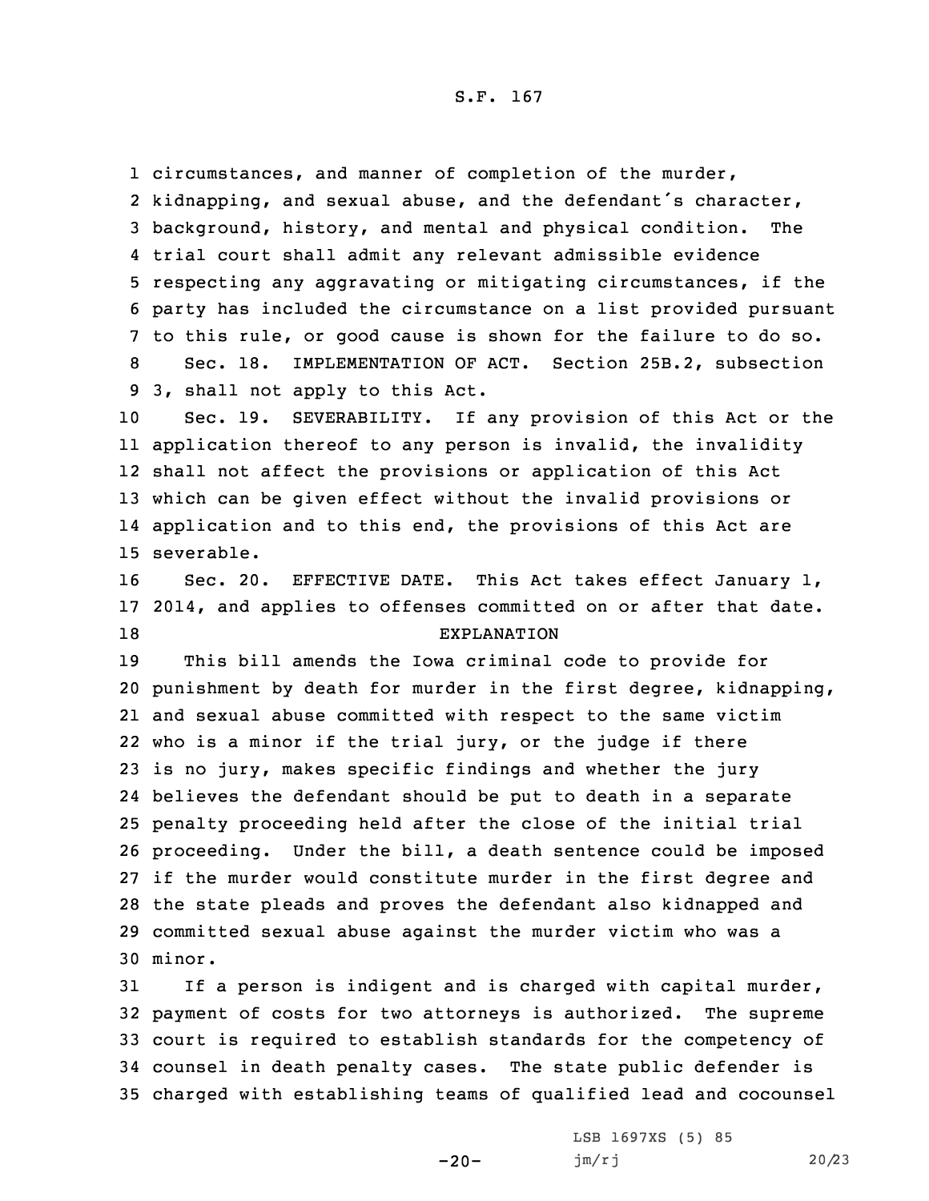circumstances, and manner of completion of the murder, kidnapping, and sexual abuse, and the defendant's character, background, history, and mental and physical condition. The trial court shall admit any relevant admissible evidence respecting any aggravating or mitigating circumstances, if the party has included the circumstance on a list provided pursuant to this rule, or good cause is shown for the failure to do so.

Sec. 18. IMPLEMENTATION OF ACT. Section 25B.2, subsection 3, shall not apply to this Act.

Sec. 19. SEVERABILITY. If any provision of this Act or the application thereof to any person is invalid, the invalidity shall not affect the provisions or application of this Act which can be given effect without the invalid provisions or application and to this end, the provisions of this Act are severable.

Sec. 20. EFFECTIVE DATE. This Act takes effect January 1, 2014, and applies to offenses committed on or after that date.

EXPLANATION

This bill amends the Iowa criminal code to provide for punishment by death for murder in the first degree, kidnapping, and sexual abuse committed with respect to the same victim who is a minor if the trial jury, or the judge if there is no jury, makes specific findings and whether the jury believes the defendant should be put to death in a separate penalty proceeding held after the close of the initial trial proceeding. Under the bill, a death sentence could be imposed if the murder would constitute murder in the first degree and the state pleads and proves the defendant also kidnapped and committed sexual abuse against the murder victim who was a minor.

If a person is indigent and is charged with capital murder, payment of costs for two attorneys is authorized. The supreme court is required to establish standards for the competency of counsel in death penalty cases. The state public defender is charged with establishing teams of qualified lead and cocounsel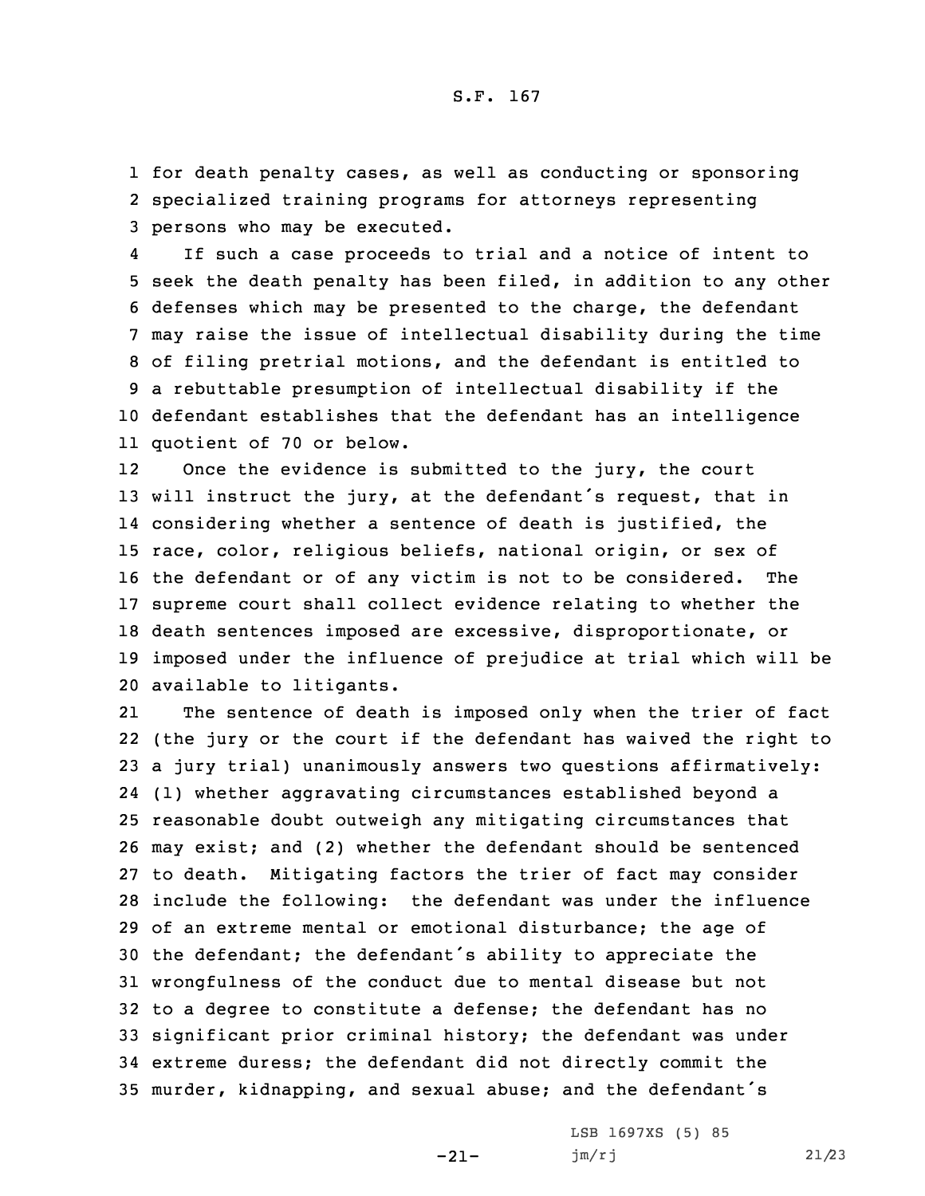for death penalty cases, as well as conducting or sponsoring specialized training programs for attorneys representing persons who may be executed.

If such a case proceeds to trial and a notice of intent to seek the death penalty has been filed, in addition to any other defenses which may be presented to the charge, the defendant may raise the issue of intellectual disability during the time of filing pretrial motions, and the defendant is entitled to a rebuttable presumption of intellectual disability if the defendant establishes that the defendant has an intelligence quotient of 70 or below.

Once the evidence is submitted to the jury, the court will instruct the jury, at the defendant's request, that in considering whether a sentence of death is justified, the race, color, religious beliefs, national origin, or sex of the defendant or of any victim is not to be considered. The supreme court shall collect evidence relating to whether the death sentences imposed are excessive, disproportionate, or imposed under the influence of prejudice at trial which will be available to litigants.

The sentence of death is imposed only when the trier of fact (the jury or the court if the defendant has waived the right to a jury trial) unanimously answers two questions affirmatively: (1) whether aggravating circumstances established beyond a reasonable doubt outweigh any mitigating circumstances that may exist; and (2) whether the defendant should be sentenced to death. Mitigating factors the trier of fact may consider include the following: the defendant was under the influence of an extreme mental or emotional disturbance; the age of the defendant; the defendant's ability to appreciate the wrongfulness of the conduct due to mental disease but not to a degree to constitute a defense; the defendant has no significant prior criminal history; the defendant was under extreme duress; the defendant did not directly commit the murder, kidnapping, and sexual abuse; and the defendant's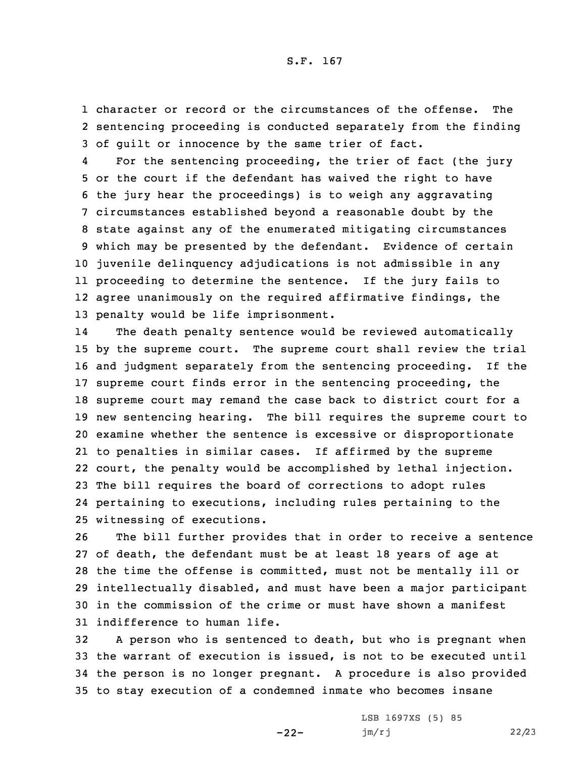character or record or the circumstances of the offense. The sentencing proceeding is conducted separately from the finding of guilt or innocence by the same trier of fact.

For the sentencing proceeding, the trier of fact (the jury or the court if the defendant has waived the right to have the jury hear the proceedings) is to weigh any aggravating circumstances established beyond a reasonable doubt by the state against any of the enumerated mitigating circumstances which may be presented by the defendant. Evidence of certain juvenile delinquency adjudications is not admissible in any proceeding to determine the sentence. If the jury fails to agree unanimously on the required affirmative findings, the penalty would be life imprisonment.

The death penalty sentence would be reviewed automatically by the supreme court. The supreme court shall review the trial and judgment separately from the sentencing proceeding. If the supreme court finds error in the sentencing proceeding, the supreme court may remand the case back to district court for a new sentencing hearing. The bill requires the supreme court to examine whether the sentence is excessive or disproportionate to penalties in similar cases. If affirmed by the supreme court, the penalty would be accomplished by lethal injection. The bill requires the board of corrections to adopt rules pertaining to executions, including rules pertaining to the witnessing of executions.

The bill further provides that in order to receive a sentence of death, the defendant must be at least 18 years of age at the time the offense is committed, must not be mentally ill or intellectually disabled, and must have been a major participant in the commission of the crime or must have shown a manifest indifference to human life.

A person who is sentenced to death, but who is pregnant when the warrant of execution is issued, is not to be executed until the person is no longer pregnant. A procedure is also provided to stay execution of a condemned inmate who becomes insane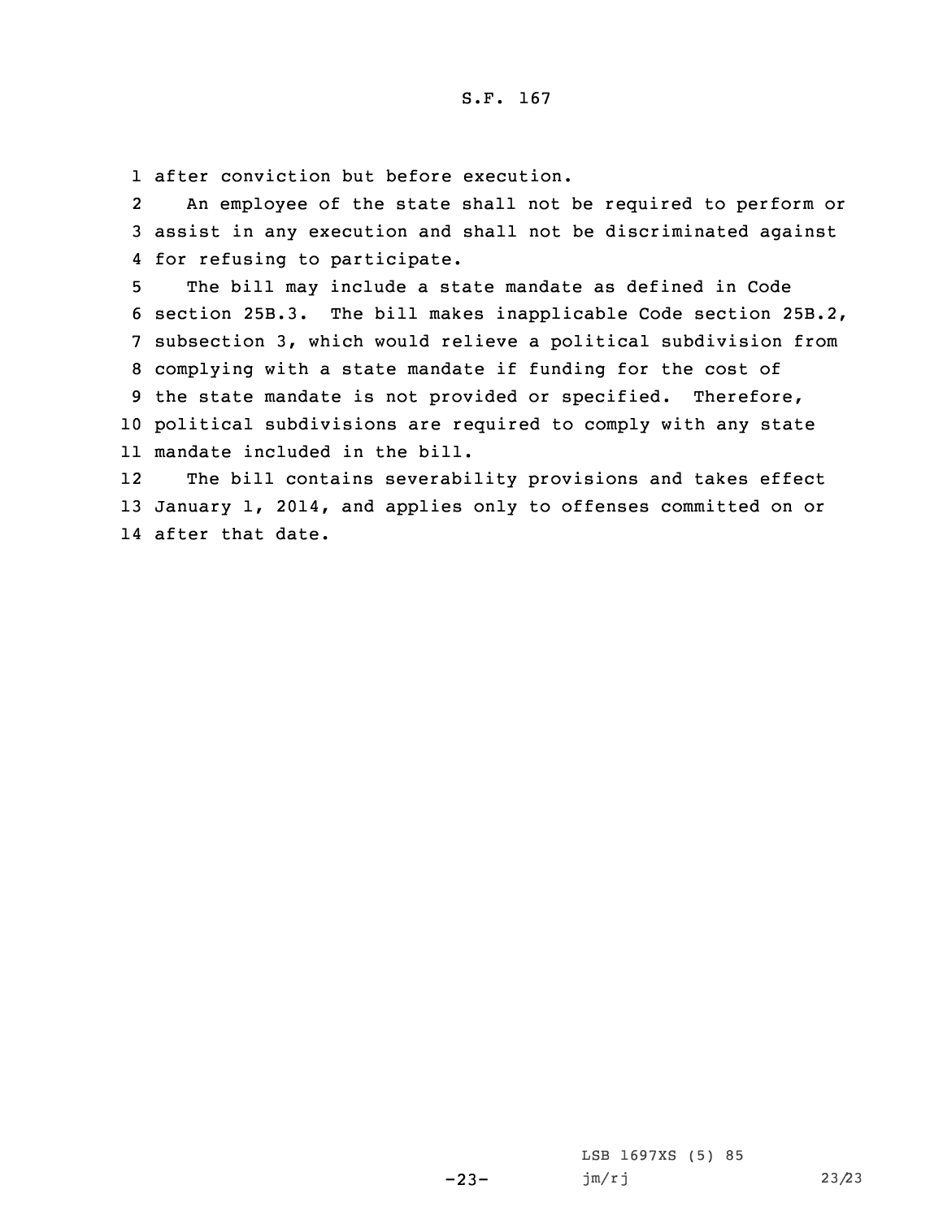after conviction but before execution.

An employee of the state shall not be required to perform or assist in any execution and shall not be discriminated against for refusing to participate.

The bill may include a state mandate as defined in Code section 25B.3. The bill makes inapplicable Code section 25B.2, subsection 3, which would relieve a political subdivision from complying with a state mandate if funding for the cost of the state mandate is not provided or specified. Therefore, political subdivisions are required to comply with any state mandate included in the bill.

The bill contains severability provisions and takes effect January 1, 2014, and applies only to offenses committed on or after that date.